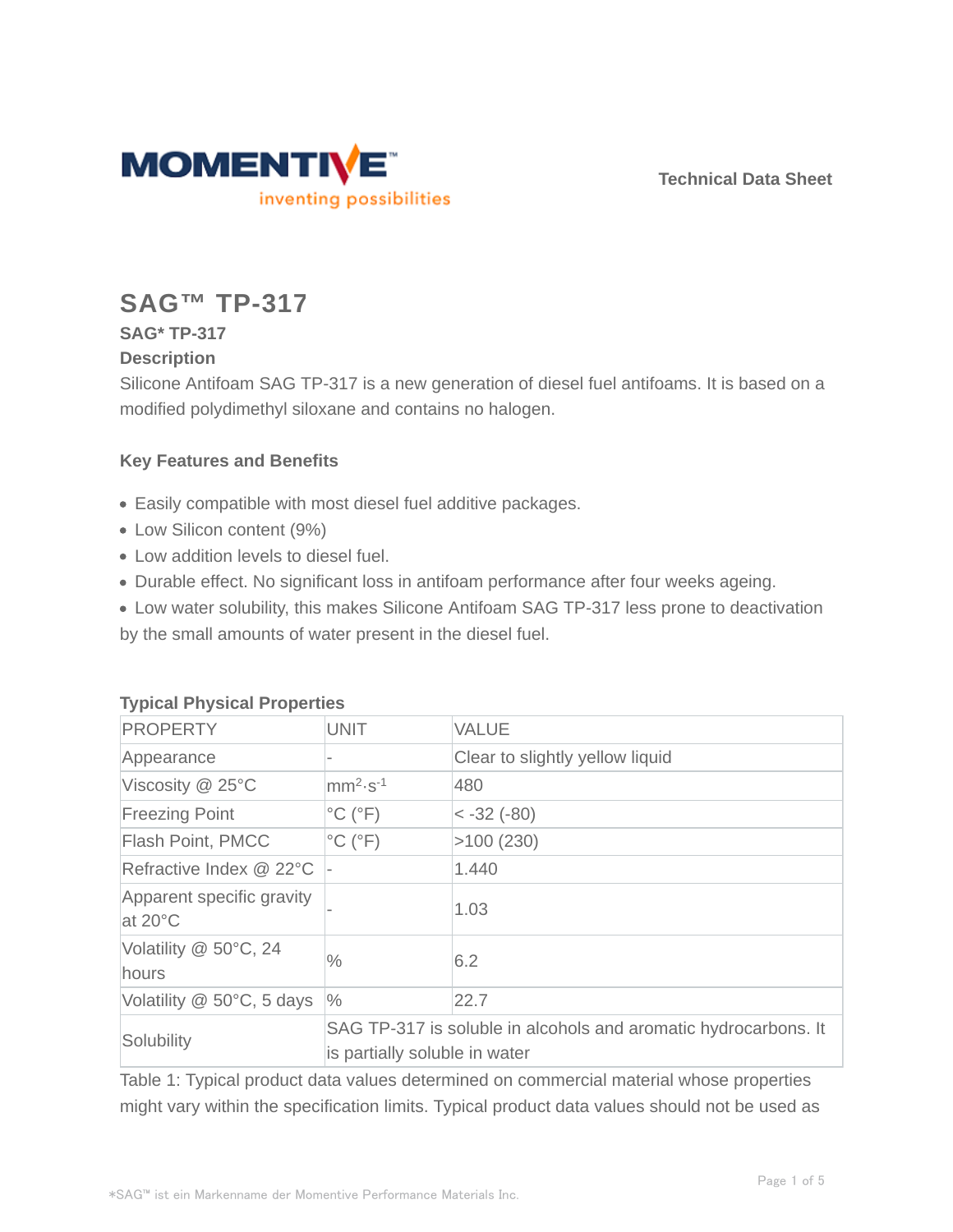Technical Data Sheet

# SAG™ TP-317

### SAG* TP-317

### Description

Silicone Antifoam SAG TP-317 is a new generation of diesel fuel antifoams. It is based on a modified polydimethyl siloxane and contains no halogen.

### Key Features and Benefits

- Easily compatible with most diesel fuel additive packages.
- Low Silicon content (9%)
- Low addition levels to diesel fuel.
- Durable effect. No significant loss in antifoam performance after four weeks ageing.
- Low water solubility, this makes Silicone Antifoam SAG TP-317 less prone to deactivation by the small amounts of water present in the diesel fuel.

### Typical Physical Properties

| PROPERTY | UNIT | VALUE |
|---|---|---|
| Appearance | - | Clear to slightly yellow liquid |
| Viscosity @ 25°C | $mm^2 \cdot s^{-1}$ | 480 |
| Freezing Point | °C (°F) | < -32 (-80) |
| Flash Point, PMCC | °C (°F) | >100 (230) |
| Refractive Index @ 22°C | - | 1.440 |
| Apparent specific gravity at 20°C | - | 1.03 |
| Volatility @ 50°C, 24 hours | % | 6.2 |
| Volatility @ 50°C, 5 days | % | 22.7 |
| Solubility | SAG TP-317 is soluble in alcohols and aromatic hydrocarbons. It is partially soluble in water | |

Table 1: Typical product data values determined on commercial material whose properties might vary within the specification limits. Typical product data values should not be used as

*SAG™ ist ein Markenname der Momentive Performance Materials Inc.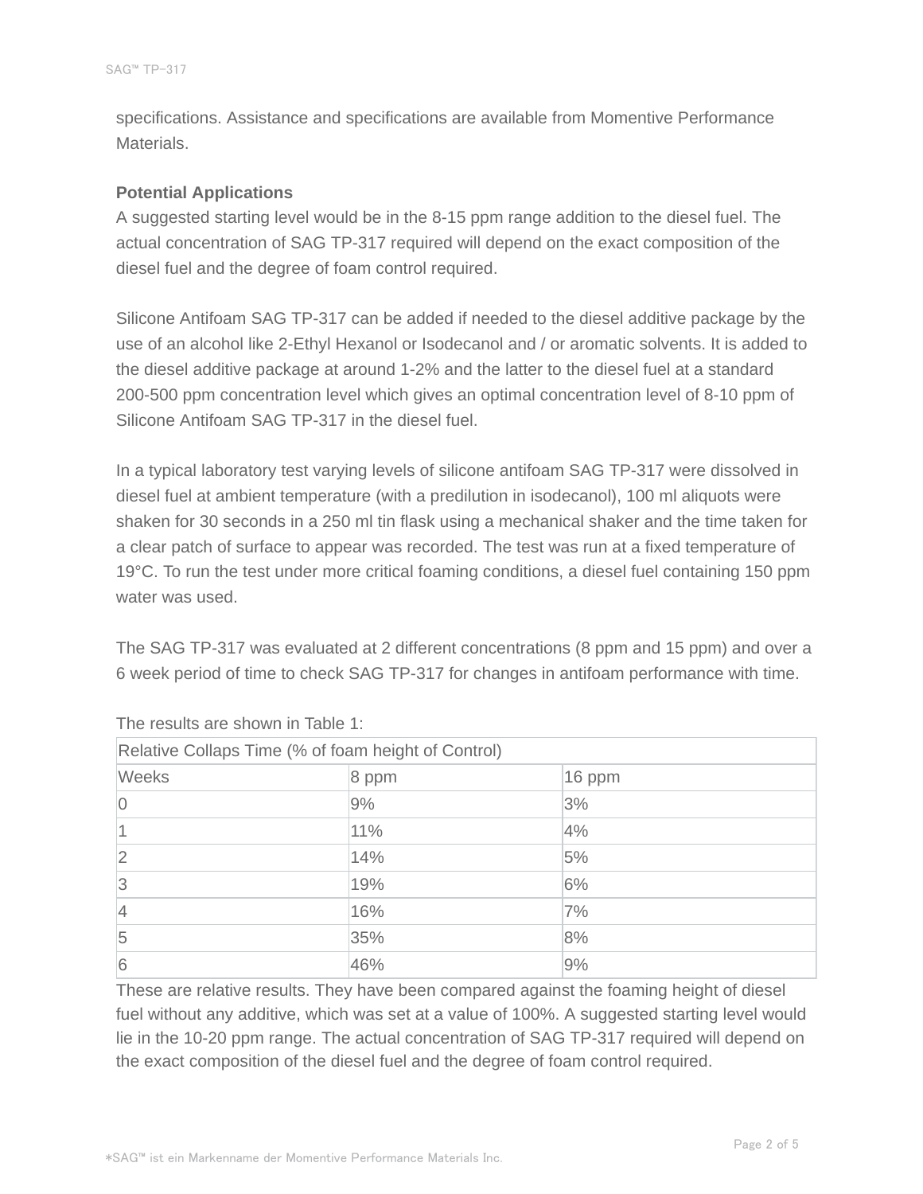specifications. Assistance and specifications are available from Momentive Performance Materials.

**Potential Applications**

A suggested starting level would be in the 8-15 ppm range addition to the diesel fuel. The actual concentration of SAG TP-317 required will depend on the exact composition of the diesel fuel and the degree of foam control required.

Silicone Antifoam SAG TP-317 can be added if needed to the diesel additive package by the use of an alcohol like 2-Ethyl Hexanol or Isodecanol and / or aromatic solvents. It is added to the diesel additive package at around 1-2% and the latter to the diesel fuel at a standard 200-500 ppm concentration level which gives an optimal concentration level of 8-10 ppm of Silicone Antifoam SAG TP-317 in the diesel fuel.

In a typical laboratory test varying levels of silicone antifoam SAG TP-317 were dissolved in diesel fuel at ambient temperature (with a predilution in isodecanol), 100 ml aliquots were shaken for 30 seconds in a 250 ml tin flask using a mechanical shaker and the time taken for a clear patch of surface to appear was recorded. The test was run at a fixed temperature of 19°C. To run the test under more critical foaming conditions, a diesel fuel containing 150 ppm water was used.

The SAG TP-317 was evaluated at 2 different concentrations (8 ppm and 15 ppm) and over a 6 week period of time to check SAG TP-317 for changes in antifoam performance with time.

The results are shown in Table 1:

| Relative Collaps Time (% of foam height of Control) | | |
|---|---|---|
| Weeks | 8 ppm | 16 ppm |
| 0 | 9% | 3% |
| 1 | 11% | 4% |
| 2 | 14% | 5% |
| 3 | 19% | 6% |
| 4 | 16% | 7% |
| 5 | 35% | 8% |
| 6 | 46% | 9% |

These are relative results. They have been compared against the foaming height of diesel fuel without any additive, which was set at a value of 100%. A suggested starting level would lie in the 10-20 ppm range. The actual concentration of SAG TP-317 required will depend on the exact composition of the diesel fuel and the degree of foam control required.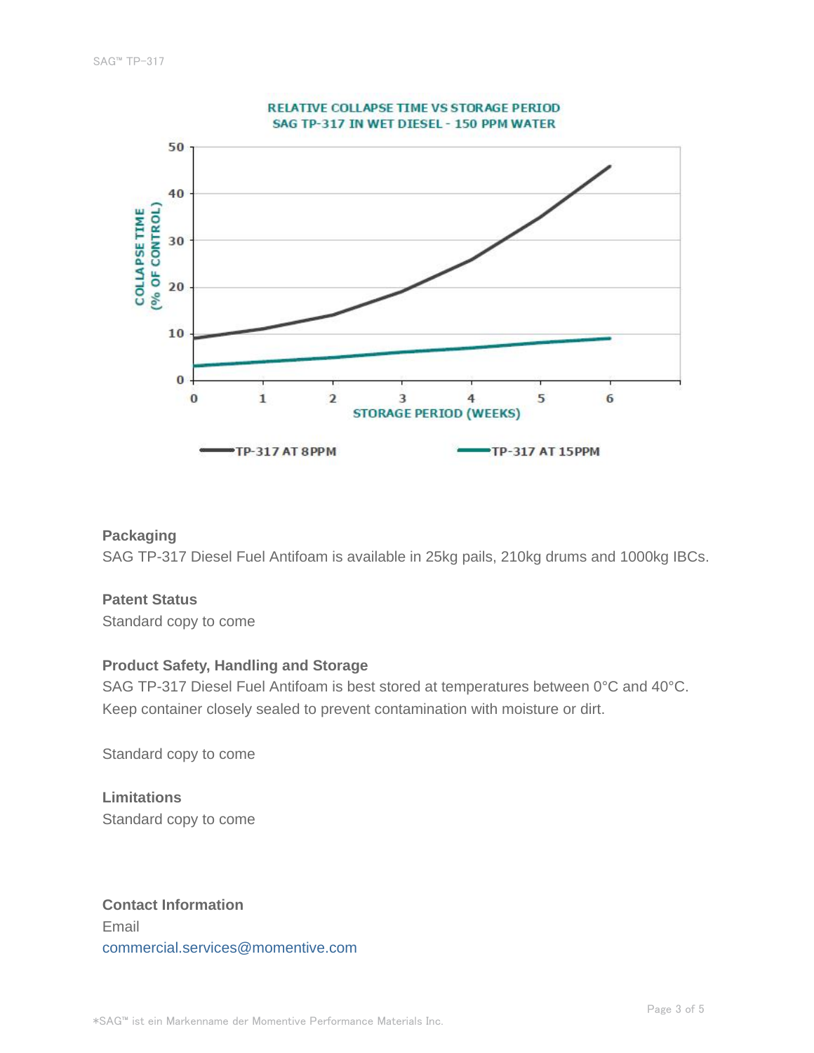RELATIVE COLLAPSE TIME VS STORAGE PERIOD
SAG TP-317 IN WET DIESEL - 150 PPM WATER

### Packaging

SAG TP-317 Diesel Fuel Antifoam is available in 25kg pails, 210kg drums and 1000kg IBCs.

### Patent Status

Standard copy to come

### Product Safety, Handling and Storage

SAG TP-317 Diesel Fuel Antifoam is best stored at temperatures between 0°C and 40°C. Keep container closely sealed to prevent contamination with moisture or dirt.

Standard copy to come

### Limitations

Standard copy to come

### Contact Information

Email
commercial.services@momentive.com

*SAG™ ist ein Markenname der Momentive Performance Materials Inc.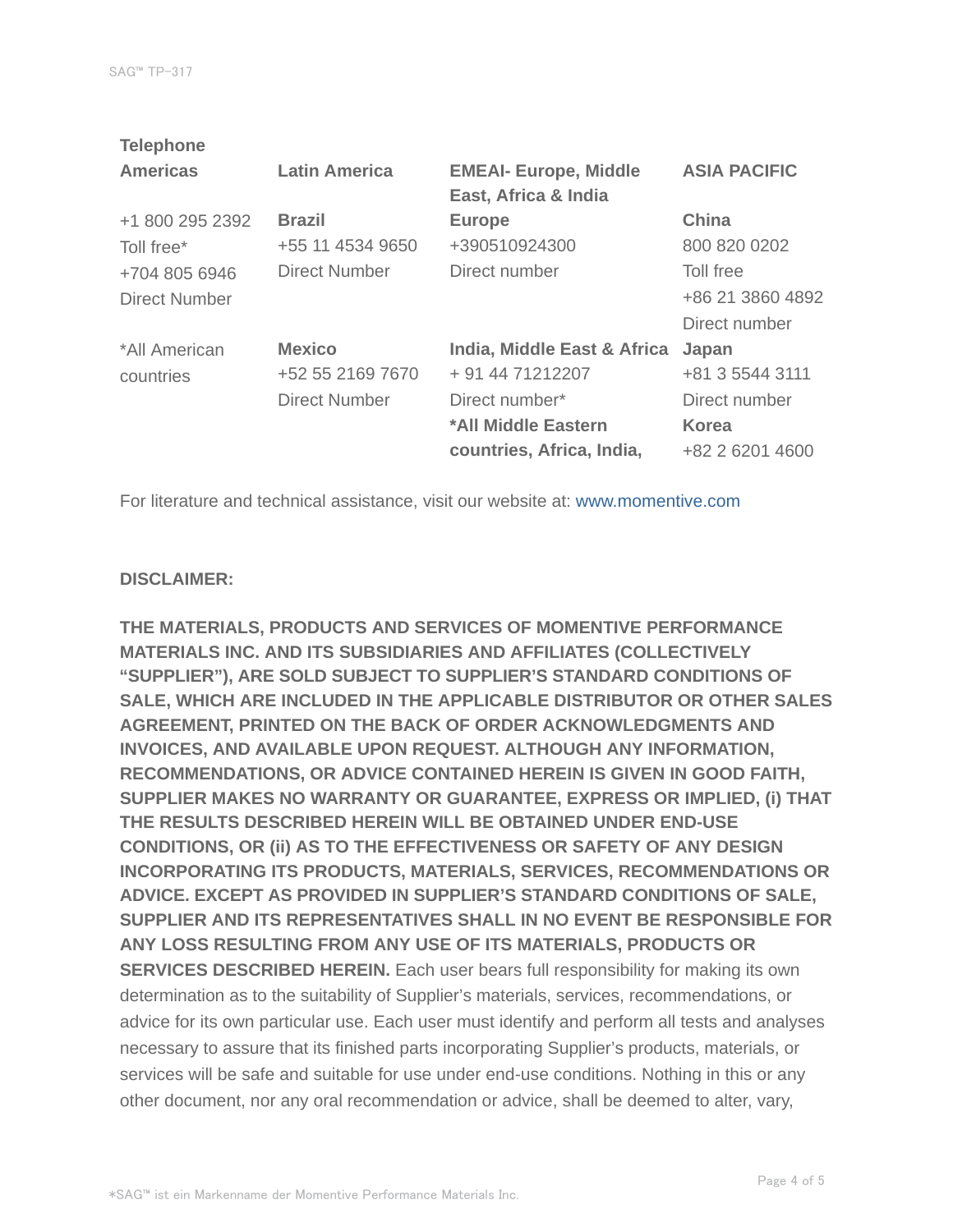**Telephone**

| **Americas** | **Latin America** | **EMEAI- Europe, Middle East, Africa & India** | **ASIA PACIFIC** |
|---|---|---|---|
| +1 800 295 2392<br>Toll free*<br>+704 805 6946<br>Direct Number | **Brazil**<br>+55 11 4534 9650<br>Direct Number | **Europe**<br>+390510924300<br>Direct number | **China**<br>800 820 0202<br>Toll free<br>+86 21 3860 4892<br>Direct number |
| *All American countries | **Mexico**<br>+52 55 2169 7670<br>Direct Number | **India, Middle East & Africa**<br>+ 91 44 71212207<br>Direct number*<br>**\*All Middle Eastern countries, Africa, India,** | **Japan**<br>+81 3 5544 3111<br>Direct number<br>**Korea**<br>+82 2 6201 4600 |

For literature and technical assistance, visit our website at: www.momentive.com

**DISCLAIMER:**

**THE MATERIALS, PRODUCTS AND SERVICES OF MOMENTIVE PERFORMANCE MATERIALS INC. AND ITS SUBSIDIARIES AND AFFILIATES (COLLECTIVELY "SUPPLIER"), ARE SOLD SUBJECT TO SUPPLIER'S STANDARD CONDITIONS OF SALE, WHICH ARE INCLUDED IN THE APPLICABLE DISTRIBUTOR OR OTHER SALES AGREEMENT, PRINTED ON THE BACK OF ORDER ACKNOWLEDGMENTS AND INVOICES, AND AVAILABLE UPON REQUEST. ALTHOUGH ANY INFORMATION, RECOMMENDATIONS, OR ADVICE CONTAINED HEREIN IS GIVEN IN GOOD FAITH, SUPPLIER MAKES NO WARRANTY OR GUARANTEE, EXPRESS OR IMPLIED, (i) THAT THE RESULTS DESCRIBED HEREIN WILL BE OBTAINED UNDER END-USE CONDITIONS, OR (ii) AS TO THE EFFECTIVENESS OR SAFETY OF ANY DESIGN INCORPORATING ITS PRODUCTS, MATERIALS, SERVICES, RECOMMENDATIONS OR ADVICE. EXCEPT AS PROVIDED IN SUPPLIER'S STANDARD CONDITIONS OF SALE, SUPPLIER AND ITS REPRESENTATIVES SHALL IN NO EVENT BE RESPONSIBLE FOR ANY LOSS RESULTING FROM ANY USE OF ITS MATERIALS, PRODUCTS OR SERVICES DESCRIBED HEREIN.** Each user bears full responsibility for making its own determination as to the suitability of Supplier's materials, services, recommendations, or advice for its own particular use. Each user must identify and perform all tests and analyses necessary to assure that its finished parts incorporating Supplier's products, materials, or services will be safe and suitable for use under end-use conditions. Nothing in this or any other document, nor any oral recommendation or advice, shall be deemed to alter, vary,

*SAG™ ist ein Markenname der Momentive Performance Materials Inc.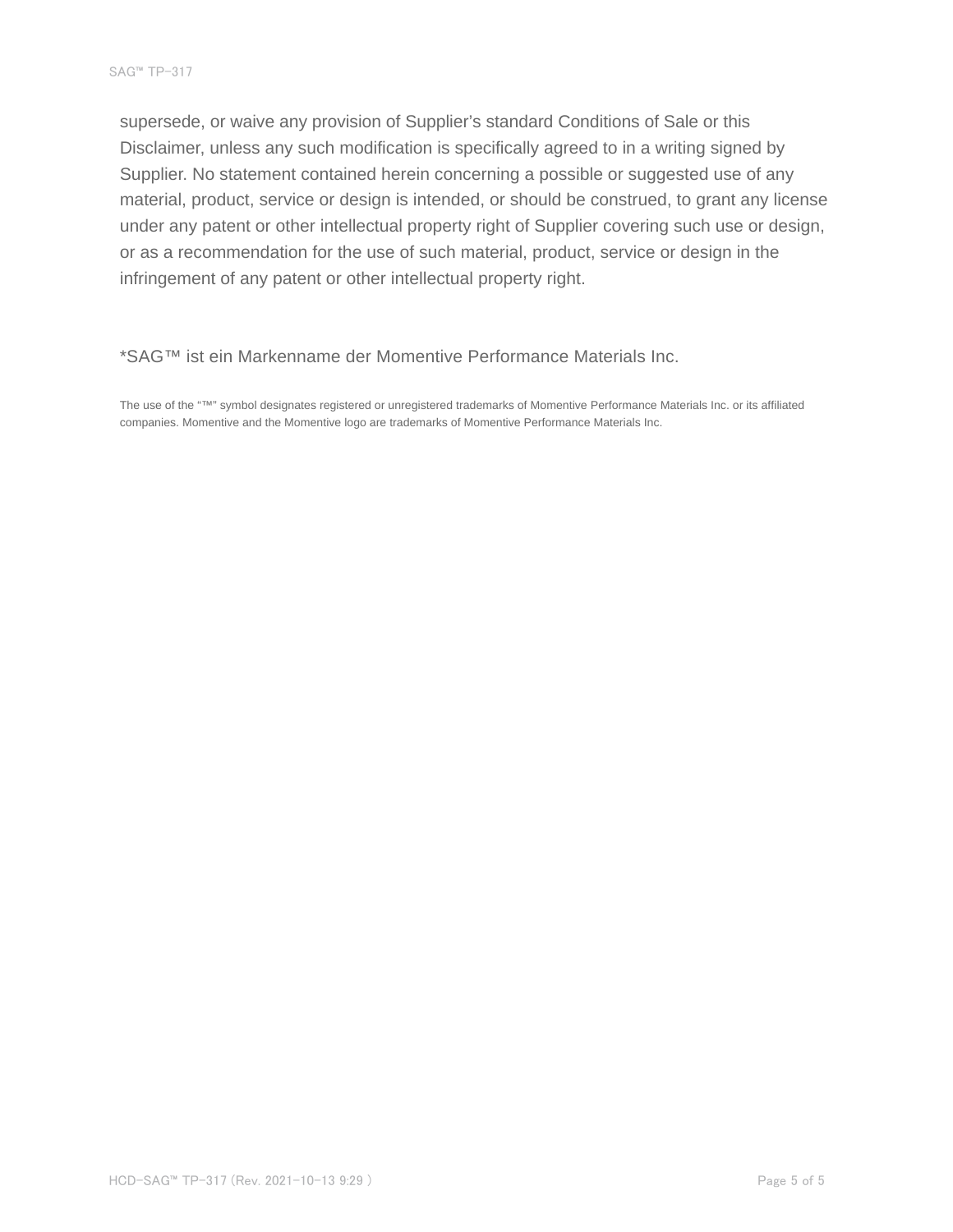supersede, or waive any provision of Supplier's standard Conditions of Sale or this Disclaimer, unless any such modification is specifically agreed to in a writing signed by Supplier. No statement contained herein concerning a possible or suggested use of any material, product, service or design is intended, or should be construed, to grant any license under any patent or other intellectual property right of Supplier covering such use or design, or as a recommendation for the use of such material, product, service or design in the infringement of any patent or other intellectual property right.

*SAG™ ist ein Markenname der Momentive Performance Materials Inc.

The use of the "™" symbol designates registered or unregistered trademarks of Momentive Performance Materials Inc. or its affiliated companies. Momentive and the Momentive logo are trademarks of Momentive Performance Materials Inc.